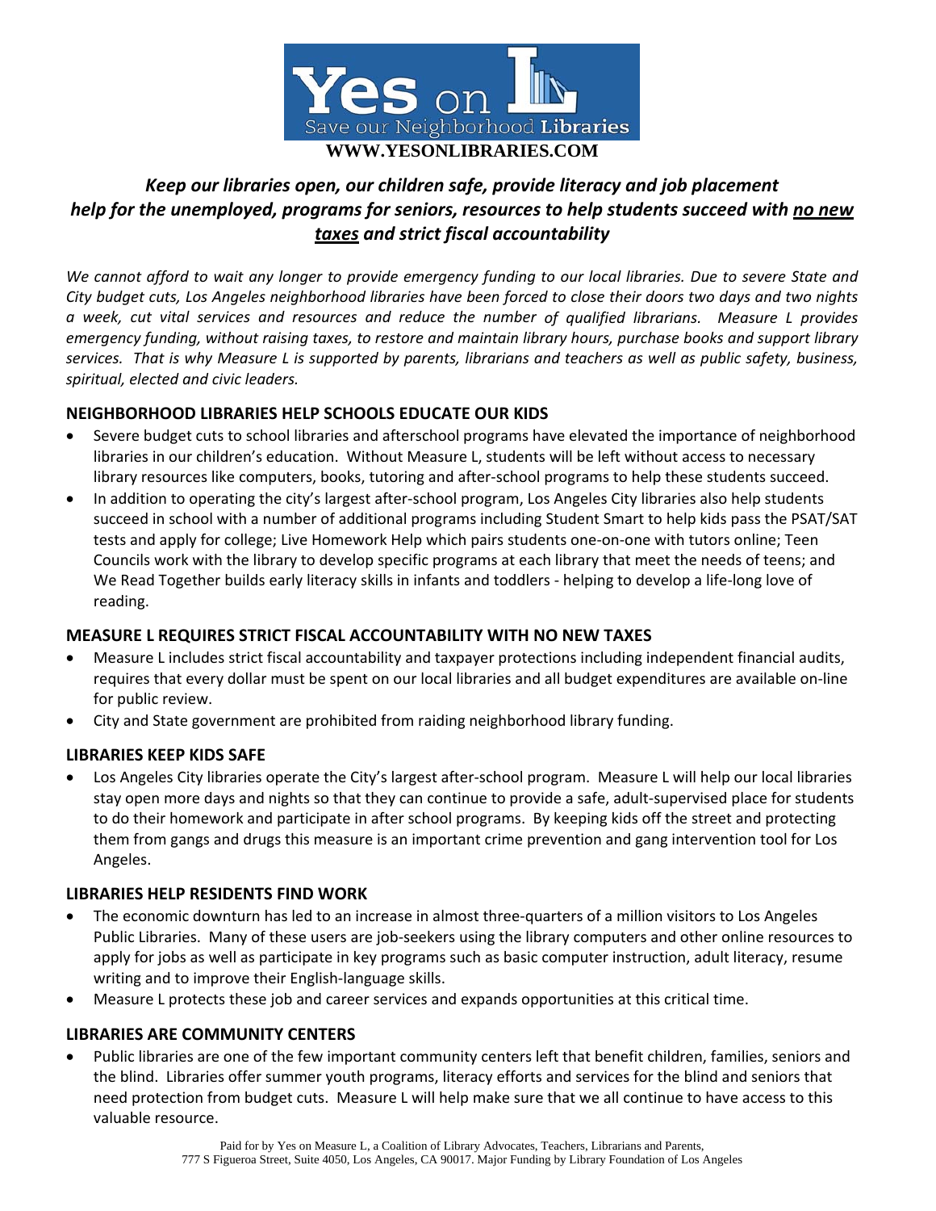Yes on L

Save our Neighborhood Libraries

**WWW.YESONLIBRARIES.COM**

## *Keep our libraries open, our children safe, provide literacy and job placement help for the unemployed, programs for seniors, resources to help students succeed with no new taxes and strict fiscal accountability*

*We cannot afford to wait any longer to provide emergency funding to our local libraries. Due to severe State and City budget cuts, Los Angeles neighborhood libraries have been forced to close their doors two days and two nights a week, cut vital services and resources and reduce the number of qualified librarians. Measure L provides emergency funding, without raising taxes, to restore and maintain library hours, purchase books and support library services. That is why Measure L is supported by parents, librarians and teachers as well as public safety, business, spiritual, elected and civic leaders.*

### NEIGHBORHOOD LIBRARIES HELP SCHOOLS EDUCATE OUR KIDS

- Severe budget cuts to school libraries and afterschool programs have elevated the importance of neighborhood libraries in our children's education. Without Measure L, students will be left without access to necessary library resources like computers, books, tutoring and after-school programs to help these students succeed.
- In addition to operating the city's largest after-school program, Los Angeles City libraries also help students succeed in school with a number of additional programs including Student Smart to help kids pass the PSAT/SAT tests and apply for college; Live Homework Help which pairs students one-on-one with tutors online; Teen Councils work with the library to develop specific programs at each library that meet the needs of teens; and We Read Together builds early literacy skills in infants and toddlers - helping to develop a life-long love of reading.

### MEASURE L REQUIRES STRICT FISCAL ACCOUNTABILITY WITH NO NEW TAXES

- Measure L includes strict fiscal accountability and taxpayer protections including independent financial audits, requires that every dollar must be spent on our local libraries and all budget expenditures are available on-line for public review.
- City and State government are prohibited from raiding neighborhood library funding.

### LIBRARIES KEEP KIDS SAFE

- Los Angeles City libraries operate the City's largest after-school program. Measure L will help our local libraries stay open more days and nights so that they can continue to provide a safe, adult-supervised place for students to do their homework and participate in after school programs. By keeping kids off the street and protecting them from gangs and drugs this measure is an important crime prevention and gang intervention tool for Los Angeles.

### LIBRARIES HELP RESIDENTS FIND WORK

- The economic downturn has led to an increase in almost three-quarters of a million visitors to Los Angeles Public Libraries. Many of these users are job-seekers using the library computers and other online resources to apply for jobs as well as participate in key programs such as basic computer instruction, adult literacy, resume writing and to improve their English-language skills.
- Measure L protects these job and career services and expands opportunities at this critical time.

### LIBRARIES ARE COMMUNITY CENTERS

- Public libraries are one of the few important community centers left that benefit children, families, seniors and the blind. Libraries offer summer youth programs, literacy efforts and services for the blind and seniors that need protection from budget cuts. Measure L will help make sure that we all continue to have access to this valuable resource.

Paid for by Yes on Measure L, a Coalition of Library Advocates, Teachers, Librarians and Parents, 777 S Figueroa Street, Suite 4050, Los Angeles, CA 90017. Major Funding by Library Foundation of Los Angeles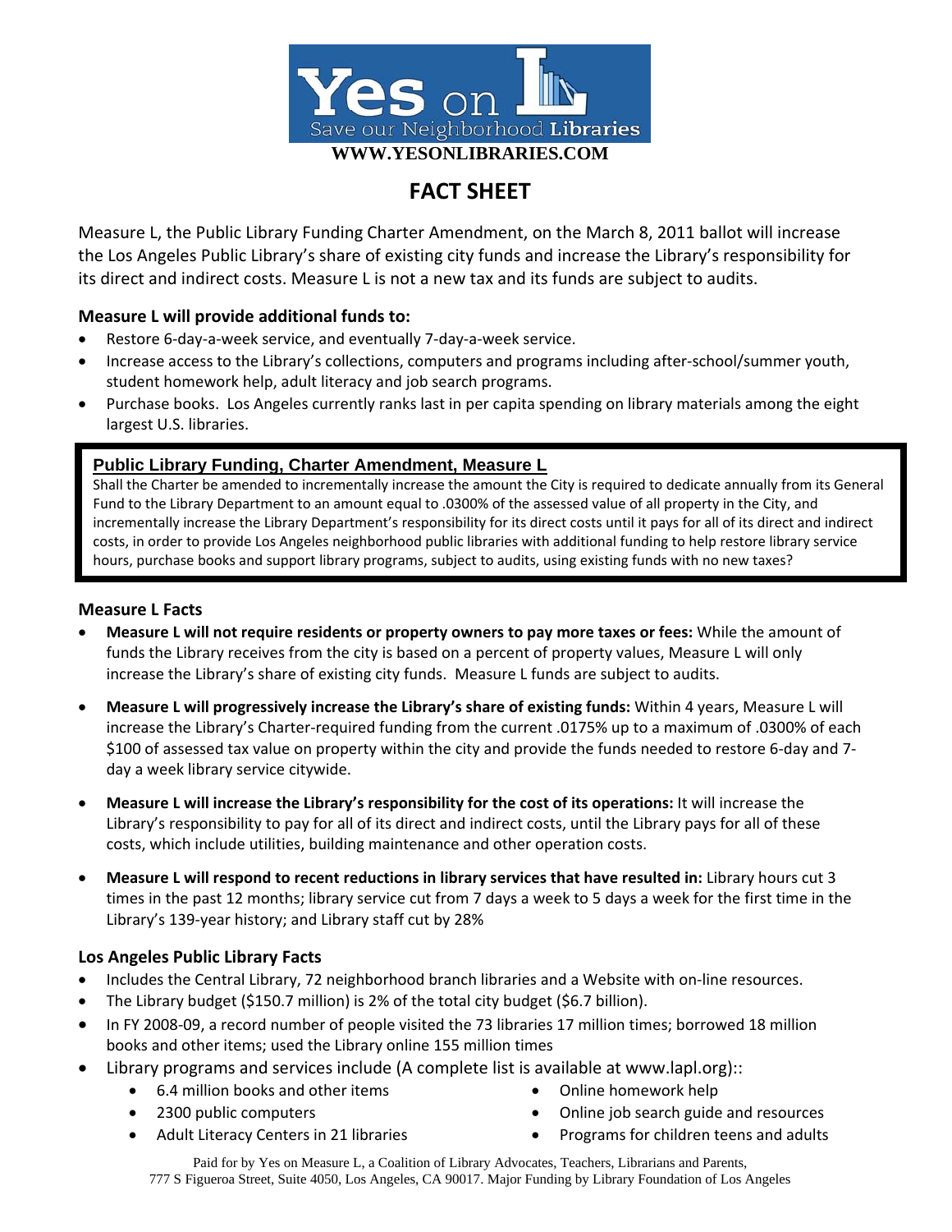Yes on L
Save our Neighborhood Libraries

**WWW.YESONLIBRARIES.COM**

# FACT SHEET

Measure L, the Public Library Funding Charter Amendment, on the March 8, 2011 ballot will increase the Los Angeles Public Library's share of existing city funds and increase the Library's responsibility for its direct and indirect costs. Measure L is not a new tax and its funds are subject to audits.

### Measure L will provide additional funds to:

- Restore 6-day-a-week service, and eventually 7-day-a-week service.
- Increase access to the Library's collections, computers and programs including after-school/summer youth, student homework help, adult literacy and job search programs.
- Purchase books. Los Angeles currently ranks last in per capita spending on library materials among the eight largest U.S. libraries.

**Public Library Funding, Charter Amendment, Measure L**

Shall the Charter be amended to incrementally increase the amount the City is required to dedicate annually from its General Fund to the Library Department to an amount equal to .0300% of the assessed value of all property in the City, and incrementally increase the Library Department's responsibility for its direct costs until it pays for all of its direct and indirect costs, in order to provide Los Angeles neighborhood public libraries with additional funding to help restore library service hours, purchase books and support library programs, subject to audits, using existing funds with no new taxes?

### Measure L Facts

- **Measure L will not require residents or property owners to pay more taxes or fees:** While the amount of funds the Library receives from the city is based on a percent of property values, Measure L will only increase the Library's share of existing city funds. Measure L funds are subject to audits.
- **Measure L will progressively increase the Library's share of existing funds:** Within 4 years, Measure L will increase the Library's Charter-required funding from the current .0175% up to a maximum of .0300% of each \$100 of assessed tax value on property within the city and provide the funds needed to restore 6-day and 7-day a week library service citywide.
- **Measure L will increase the Library's responsibility for the cost of its operations:** It will increase the Library's responsibility to pay for all of its direct and indirect costs, until the Library pays for all of these costs, which include utilities, building maintenance and other operation costs.
- **Measure L will respond to recent reductions in library services that have resulted in:** Library hours cut 3 times in the past 12 months; library service cut from 7 days a week to 5 days a week for the first time in the Library's 139-year history; and Library staff cut by 28%

### Los Angeles Public Library Facts

- Includes the Central Library, 72 neighborhood branch libraries and a Website with on-line resources.
- The Library budget (\$150.7 million) is 2% of the total city budget (\$6.7 billion).
- In FY 2008-09, a record number of people visited the 73 libraries 17 million times; borrowed 18 million books and other items; used the Library online 155 million times
- Library programs and services include (A complete list is available at www.lapl.org)::
  - 6.4 million books and other items
  - 2300 public computers
  - Adult Literacy Centers in 21 libraries
  - Online homework help
  - Online job search guide and resources
  - Programs for children teens and adults

Paid for by Yes on Measure L, a Coalition of Library Advocates, Teachers, Librarians and Parents, 777 S Figueroa Street, Suite 4050, Los Angeles, CA 90017. Major Funding by Library Foundation of Los Angeles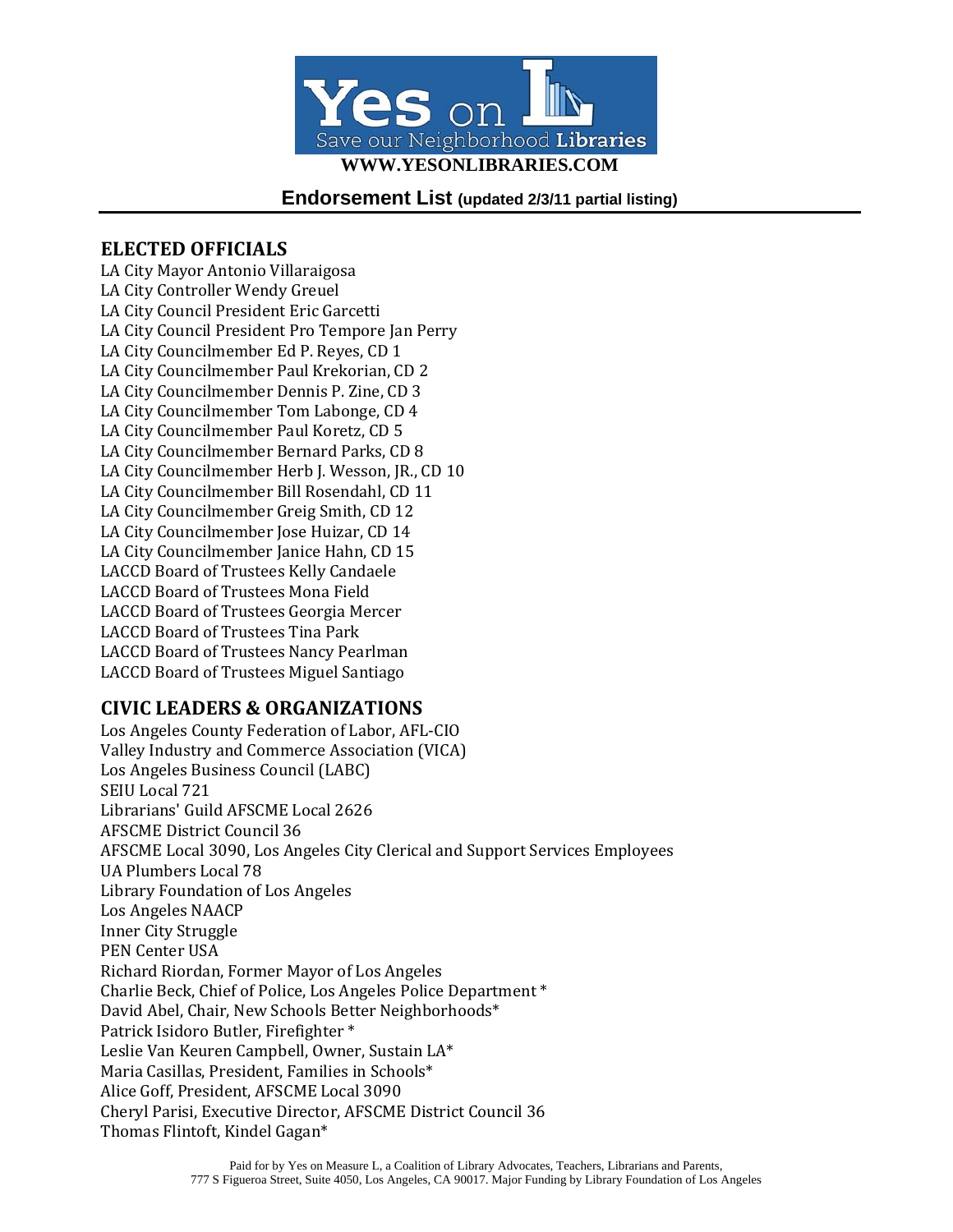Yes on L
Save our Neighborhood Libraries

**WWW.YESONLIBRARIES.COM**

## Endorsement List (updated 2/3/11 partial listing)

### ELECTED OFFICIALS

LA City Mayor Antonio Villaraigosa
LA City Controller Wendy Greuel
LA City Council President Eric Garcetti
LA City Council President Pro Tempore Jan Perry
LA City Councilmember Ed P. Reyes, CD 1
LA City Councilmember Paul Krekorian, CD 2
LA City Councilmember Dennis P. Zine, CD 3
LA City Councilmember Tom Labonge, CD 4
LA City Councilmember Paul Koretz, CD 5
LA City Councilmember Bernard Parks, CD 8
LA City Councilmember Herb J. Wesson, JR., CD 10
LA City Councilmember Bill Rosendahl, CD 11
LA City Councilmember Greig Smith, CD 12
LA City Councilmember Jose Huizar, CD 14
LA City Councilmember Janice Hahn, CD 15
LACCD Board of Trustees Kelly Candaele
LACCD Board of Trustees Mona Field
LACCD Board of Trustees Georgia Mercer
LACCD Board of Trustees Tina Park
LACCD Board of Trustees Nancy Pearlman
LACCD Board of Trustees Miguel Santiago

### CIVIC LEADERS & ORGANIZATIONS

Los Angeles County Federation of Labor, AFL-CIO
Valley Industry and Commerce Association (VICA)
Los Angeles Business Council (LABC)
SEIU Local 721
Librarians' Guild AFSCME Local 2626
AFSCME District Council 36
AFSCME Local 3090, Los Angeles City Clerical and Support Services Employees
UA Plumbers Local 78
Library Foundation of Los Angeles
Los Angeles NAACP
Inner City Struggle
PEN Center USA
Richard Riordan, Former Mayor of Los Angeles
Charlie Beck, Chief of Police, Los Angeles Police Department *
David Abel, Chair, New Schools Better Neighborhoods*
Patrick Isidoro Butler, Firefighter *
Leslie Van Keuren Campbell, Owner, Sustain LA*
Maria Casillas, President, Families in Schools*
Alice Goff, President, AFSCME Local 3090
Cheryl Parisi, Executive Director, AFSCME District Council 36
Thomas Flintoft, Kindel Gagan*

Paid for by Yes on Measure L, a Coalition of Library Advocates, Teachers, Librarians and Parents, 777 S Figueroa Street, Suite 4050, Los Angeles, CA 90017. Major Funding by Library Foundation of Los Angeles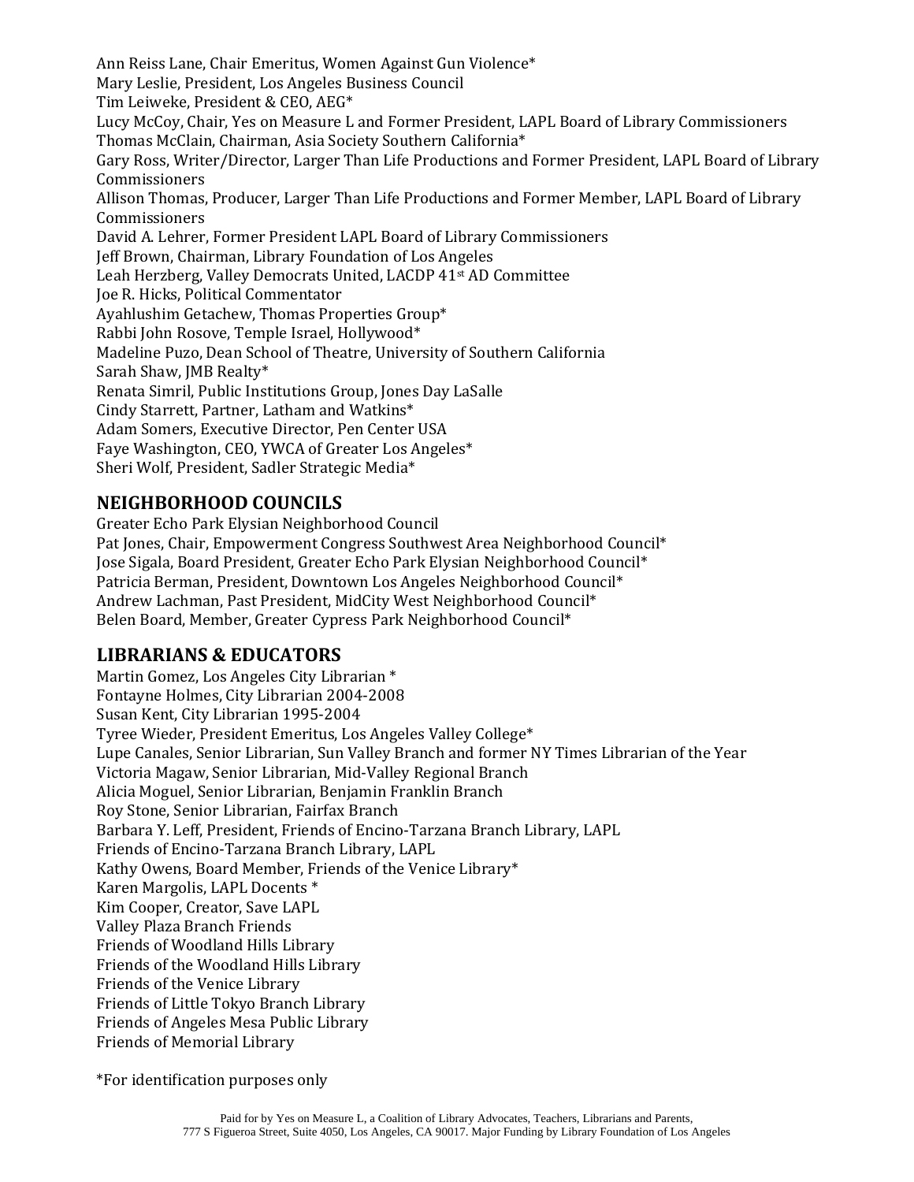Ann Reiss Lane, Chair Emeritus, Women Against Gun Violence*
Mary Leslie, President, Los Angeles Business Council
Tim Leiweke, President & CEO, AEG*
Lucy McCoy, Chair, Yes on Measure L and Former President, LAPL Board of Library Commissioners
Thomas McClain, Chairman, Asia Society Southern California*
Gary Ross, Writer/Director, Larger Than Life Productions and Former President, LAPL Board of Library Commissioners
Allison Thomas, Producer, Larger Than Life Productions and Former Member, LAPL Board of Library Commissioners
David A. Lehrer, Former President LAPL Board of Library Commissioners
Jeff Brown, Chairman, Library Foundation of Los Angeles
Leah Herzberg, Valley Democrats United, LACDP 41st AD Committee
Joe R. Hicks, Political Commentator
Ayahlushim Getachew, Thomas Properties Group*
Rabbi John Rosove, Temple Israel, Hollywood*
Madeline Puzo, Dean School of Theatre, University of Southern California
Sarah Shaw, JMB Realty*
Renata Simril, Public Institutions Group, Jones Day LaSalle
Cindy Starrett, Partner, Latham and Watkins*
Adam Somers, Executive Director, Pen Center USA
Faye Washington, CEO, YWCA of Greater Los Angeles*
Sheri Wolf, President, Sadler Strategic Media*

## NEIGHBORHOOD COUNCILS

Greater Echo Park Elysian Neighborhood Council
Pat Jones, Chair, Empowerment Congress Southwest Area Neighborhood Council*
Jose Sigala, Board President, Greater Echo Park Elysian Neighborhood Council*
Patricia Berman, President, Downtown Los Angeles Neighborhood Council*
Andrew Lachman, Past President, MidCity West Neighborhood Council*
Belen Board, Member, Greater Cypress Park Neighborhood Council*

## LIBRARIANS & EDUCATORS

Martin Gomez, Los Angeles City Librarian *
Fontayne Holmes, City Librarian 2004-2008
Susan Kent, City Librarian 1995-2004
Tyree Wieder, President Emeritus, Los Angeles Valley College*
Lupe Canales, Senior Librarian, Sun Valley Branch and former NY Times Librarian of the Year
Victoria Magaw, Senior Librarian, Mid-Valley Regional Branch
Alicia Moguel, Senior Librarian, Benjamin Franklin Branch
Roy Stone, Senior Librarian, Fairfax Branch
Barbara Y. Leff, President, Friends of Encino-Tarzana Branch Library, LAPL
Friends of Encino-Tarzana Branch Library, LAPL
Kathy Owens, Board Member, Friends of the Venice Library*
Karen Margolis, LAPL Docents *
Kim Cooper, Creator, Save LAPL
Valley Plaza Branch Friends
Friends of Woodland Hills Library
Friends of the Woodland Hills Library
Friends of the Venice Library
Friends of Little Tokyo Branch Library
Friends of Angeles Mesa Public Library
Friends of Memorial Library

*For identification purposes only

Paid for by Yes on Measure L, a Coalition of Library Advocates, Teachers, Librarians and Parents, 777 S Figueroa Street, Suite 4050, Los Angeles, CA 90017. Major Funding by Library Foundation of Los Angeles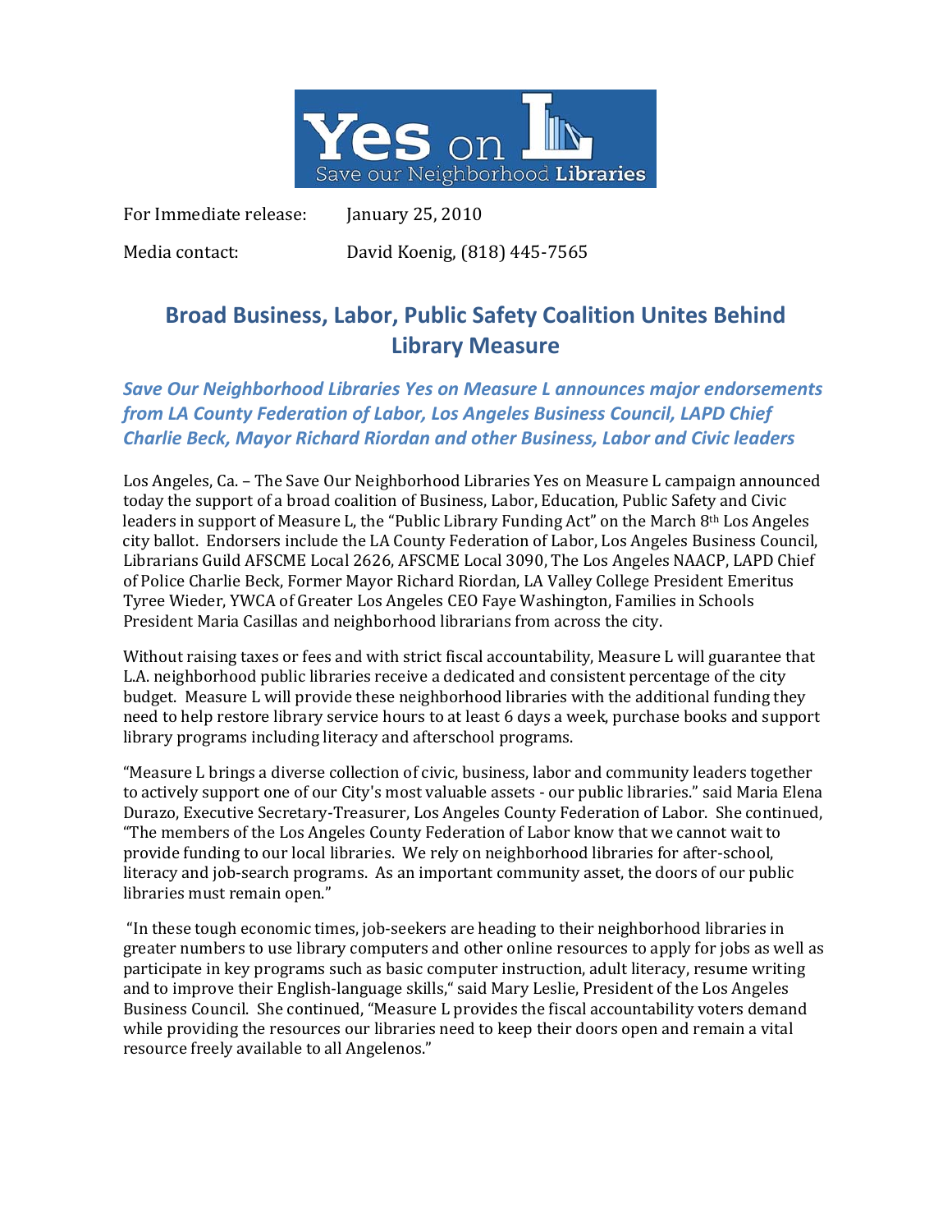For Immediate release: January 25, 2010

Media contact: David Koenig, (818) 445-7565

## Broad Business, Labor, Public Safety Coalition Unites Behind Library Measure

### *Save Our Neighborhood Libraries Yes on Measure L announces major endorsements from LA County Federation of Labor, Los Angeles Business Council, LAPD Chief Charlie Beck, Mayor Richard Riordan and other Business, Labor and Civic leaders*

Los Angeles, Ca. – The Save Our Neighborhood Libraries Yes on Measure L campaign announced today the support of a broad coalition of Business, Labor, Education, Public Safety and Civic leaders in support of Measure L, the "Public Library Funding Act" on the March 8th Los Angeles city ballot. Endorsers include the LA County Federation of Labor, Los Angeles Business Council, Librarians Guild AFSCME Local 2626, AFSCME Local 3090, The Los Angeles NAACP, LAPD Chief of Police Charlie Beck, Former Mayor Richard Riordan, LA Valley College President Emeritus Tyree Wieder, YWCA of Greater Los Angeles CEO Faye Washington, Families in Schools President Maria Casillas and neighborhood librarians from across the city.

Without raising taxes or fees and with strict fiscal accountability, Measure L will guarantee that L.A. neighborhood public libraries receive a dedicated and consistent percentage of the city budget. Measure L will provide these neighborhood libraries with the additional funding they need to help restore library service hours to at least 6 days a week, purchase books and support library programs including literacy and afterschool programs.

"Measure L brings a diverse collection of civic, business, labor and community leaders together to actively support one of our City's most valuable assets - our public libraries." said Maria Elena Durazo, Executive Secretary-Treasurer, Los Angeles County Federation of Labor. She continued, "The members of the Los Angeles County Federation of Labor know that we cannot wait to provide funding to our local libraries. We rely on neighborhood libraries for after-school, literacy and job-search programs. As an important community asset, the doors of our public libraries must remain open."

"In these tough economic times, job-seekers are heading to their neighborhood libraries in greater numbers to use library computers and other online resources to apply for jobs as well as participate in key programs such as basic computer instruction, adult literacy, resume writing and to improve their English-language skills," said Mary Leslie, President of the Los Angeles Business Council. She continued, "Measure L provides the fiscal accountability voters demand while providing the resources our libraries need to keep their doors open and remain a vital resource freely available to all Angelenos."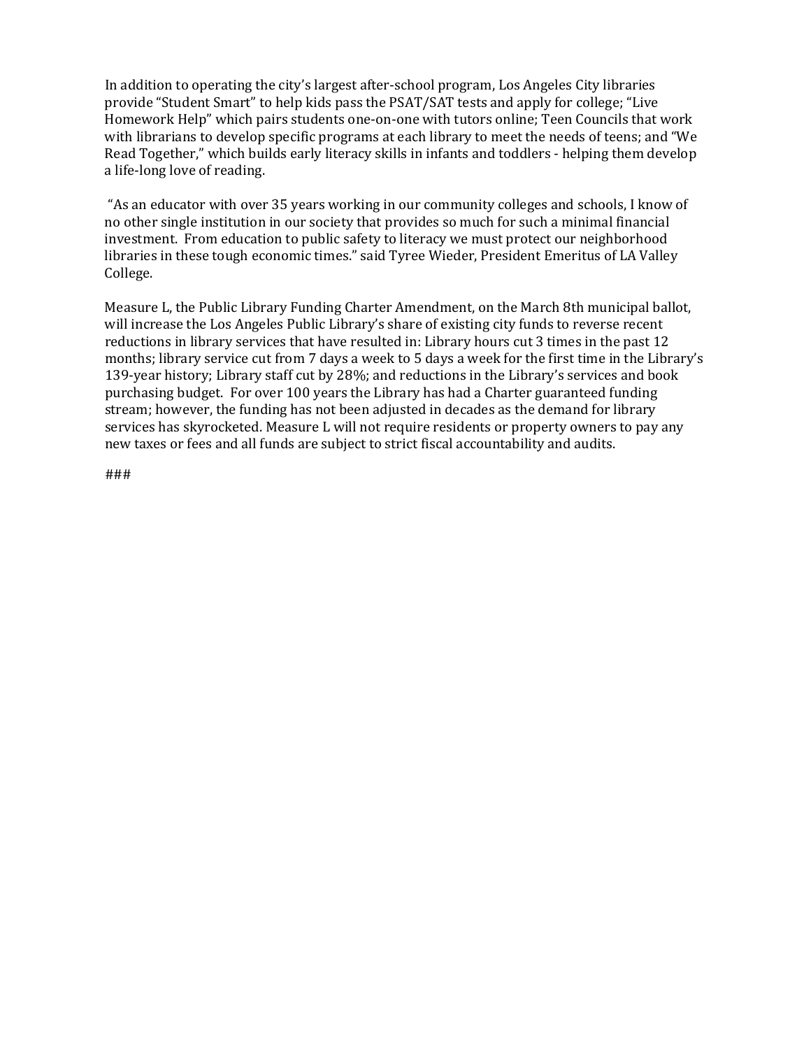In addition to operating the city's largest after-school program, Los Angeles City libraries provide "Student Smart" to help kids pass the PSAT/SAT tests and apply for college; "Live Homework Help" which pairs students one-on-one with tutors online; Teen Councils that work with librarians to develop specific programs at each library to meet the needs of teens; and "We Read Together," which builds early literacy skills in infants and toddlers - helping them develop a life-long love of reading.

"As an educator with over 35 years working in our community colleges and schools, I know of no other single institution in our society that provides so much for such a minimal financial investment. From education to public safety to literacy we must protect our neighborhood libraries in these tough economic times." said Tyree Wieder, President Emeritus of LA Valley College.

Measure L, the Public Library Funding Charter Amendment, on the March 8th municipal ballot, will increase the Los Angeles Public Library's share of existing city funds to reverse recent reductions in library services that have resulted in: Library hours cut 3 times in the past 12 months; library service cut from 7 days a week to 5 days a week for the first time in the Library's 139-year history; Library staff cut by 28%; and reductions in the Library's services and book purchasing budget. For over 100 years the Library has had a Charter guaranteed funding stream; however, the funding has not been adjusted in decades as the demand for library services has skyrocketed. Measure L will not require residents or property owners to pay any new taxes or fees and all funds are subject to strict fiscal accountability and audits.

###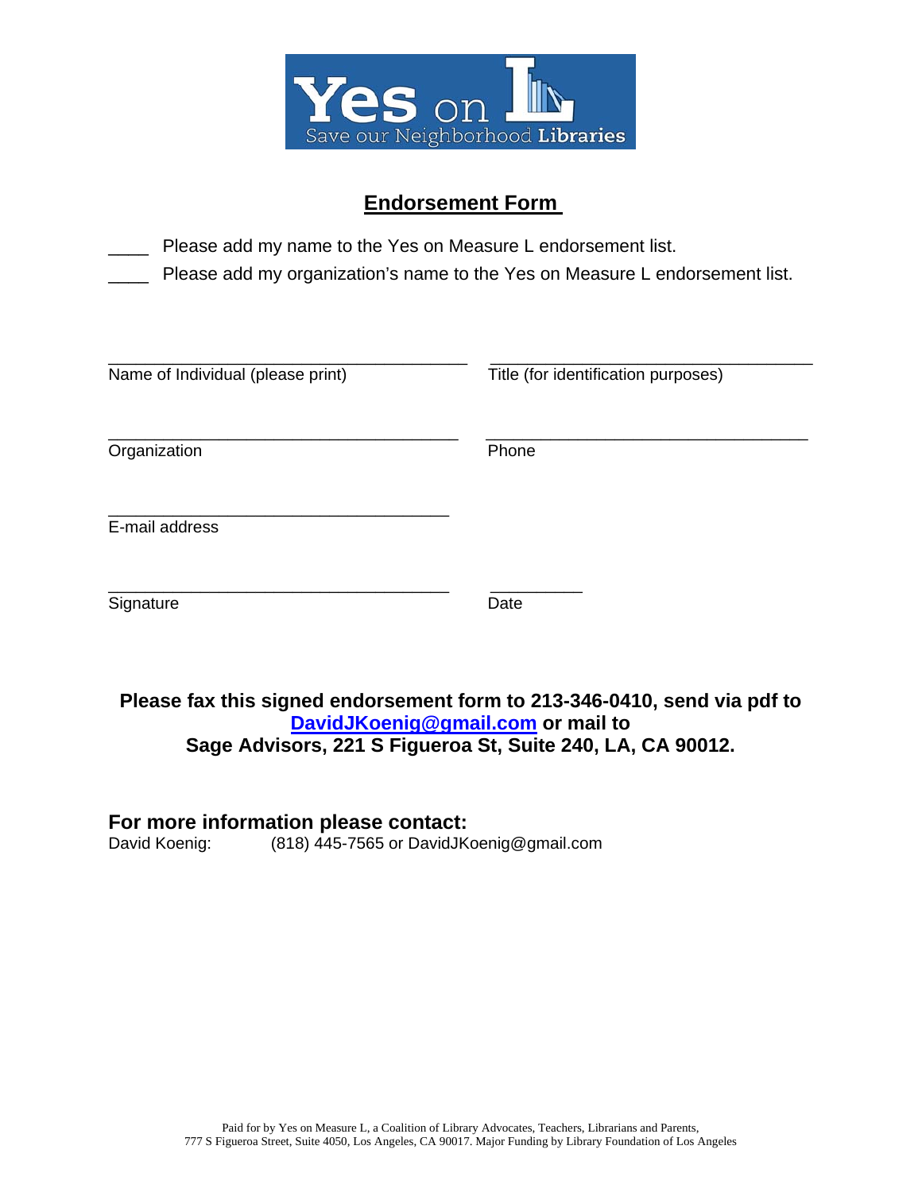Yes on L
Save our Neighborhood Libraries

## Endorsement Form

____ Please add my name to the Yes on Measure L endorsement list.

____ Please add my organization's name to the Yes on Measure L endorsement list.

_____________________________________ _____________________________________
Name of Individual (please print) Title (for identification purposes)

_____________________________________ _____________________________________
Organization Phone

_____________________________________
E-mail address

_____________________________________ __________
Signature Date

**Please fax this signed endorsement form to 213-346-0410, send via pdf to [DavidJKoenig@gmail.com](mailto:DavidJKoenig@gmail.com) or mail to Sage Advisors, 221 S Figueroa St, Suite 240, LA, CA 90012.**

**For more information please contact:**

David Koenig: (818) 445-7565 or DavidJKoenig@gmail.com

Paid for by Yes on Measure L, a Coalition of Library Advocates, Teachers, Librarians and Parents,
777 S Figueroa Street, Suite 4050, Los Angeles, CA 90017. Major Funding by Library Foundation of Los Angeles